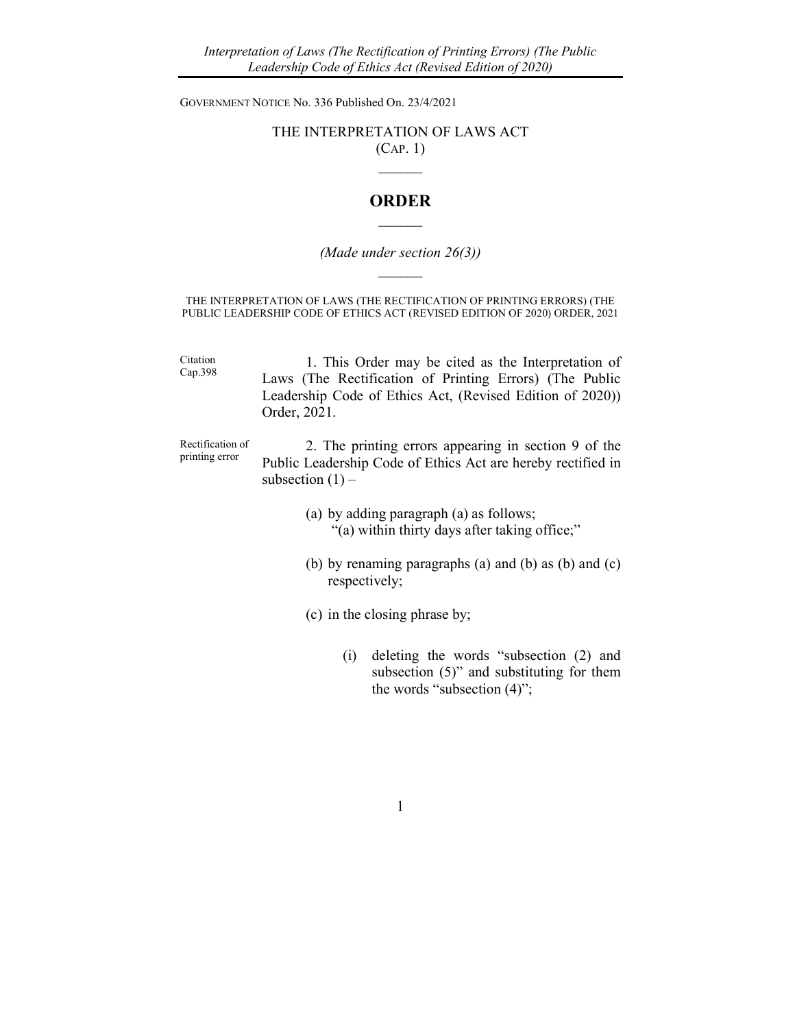GOVERNMENT NOTICE No. 336 Published On. 23/4/2021

# THE INTERPRETATION OF LAWS ACT
(CAP. 1)

______

# ORDER

______

*(Made under section 26(3))*

______

THE INTERPRETATION OF LAWS (THE RECTIFICATION OF PRINTING ERRORS) (THE PUBLIC LEADERSHIP CODE OF ETHICS ACT (REVISED EDITION OF 2020) ORDER, 2021

Citation Cap.398

1. This Order may be cited as the Interpretation of Laws (The Rectification of Printing Errors) (The Public Leadership Code of Ethics Act, (Revised Edition of 2020)) Order, 2021.

Rectification of printing error

2. The printing errors appearing in section 9 of the Public Leadership Code of Ethics Act are hereby rectified in subsection (1) –

(a) by adding paragraph (a) as follows;
"(a) within thirty days after taking office;"

(b) by renaming paragraphs (a) and (b) as (b) and (c) respectively;

(c) in the closing phrase by;

(i) deleting the words "subsection (2) and subsection (5)" and substituting for them the words "subsection (4)";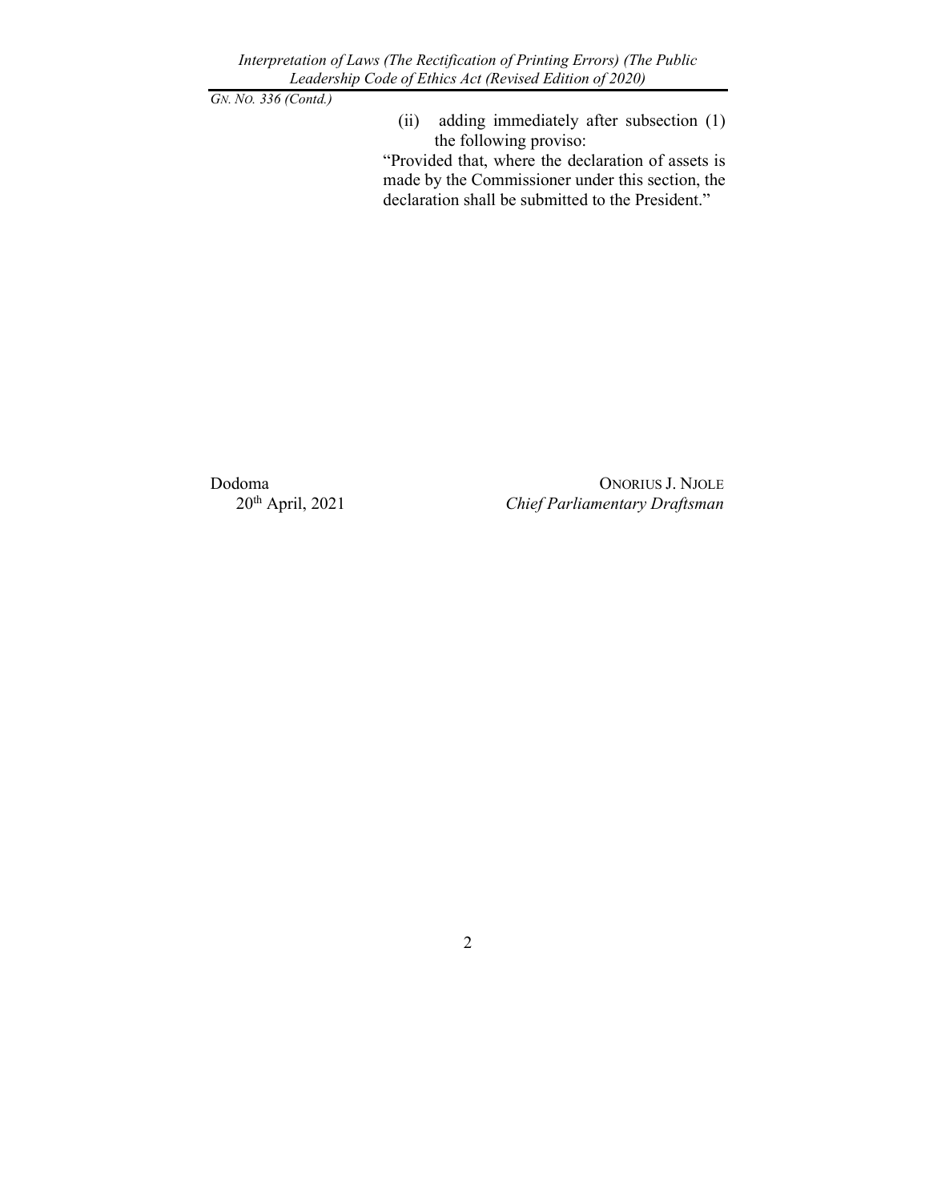*GN. NO. 336 (Contd.)*

(ii) adding immediately after subsection (1) the following proviso:

"Provided that, where the declaration of assets is made by the Commissioner under this section, the declaration shall be submitted to the President."

Dodoma
20th April, 2021

ONORIUS J. NJOLE
*Chief Parliamentary Draftsman*